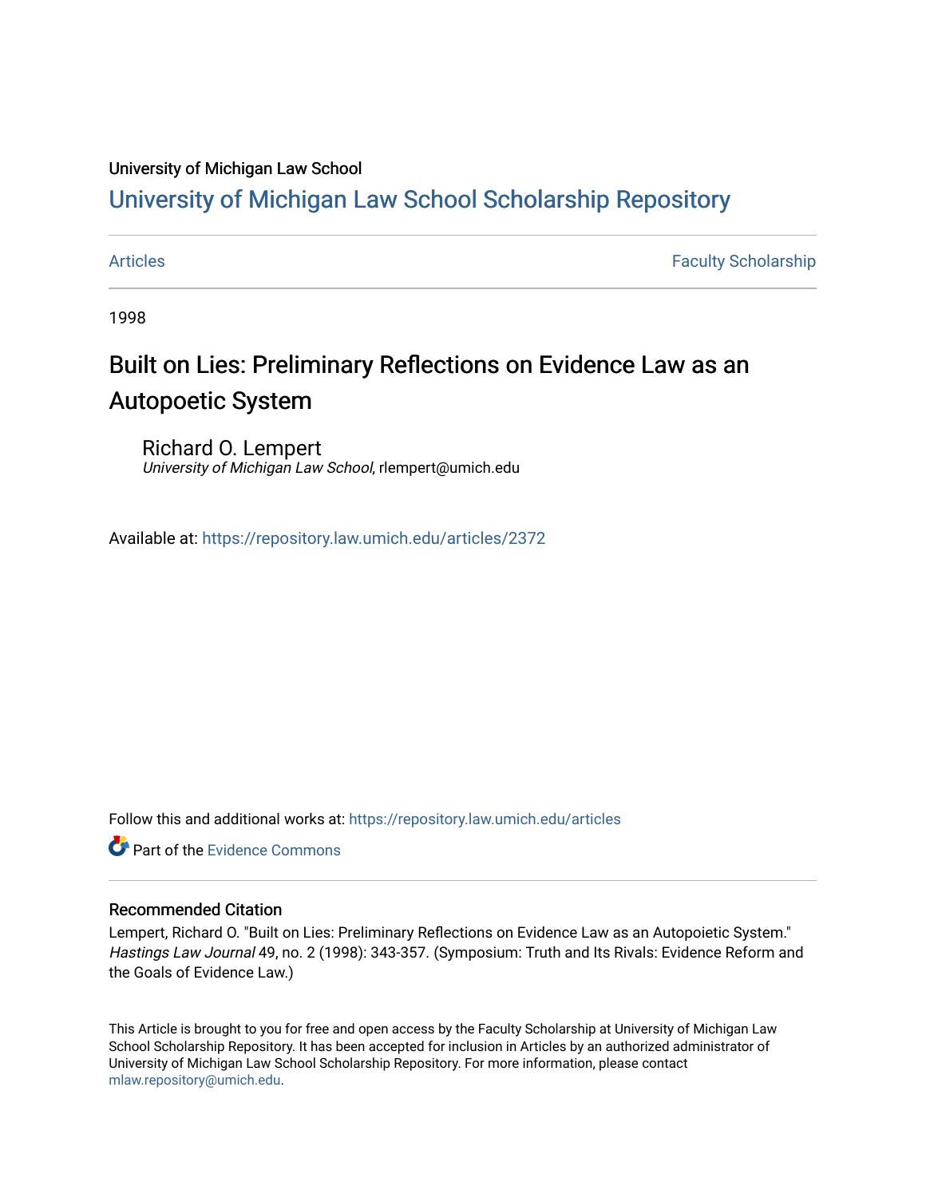University of Michigan Law School

# University of Michigan Law School Scholarship Repository

Articles | Faculty Scholarship

1998

## Built on Lies: Preliminary Reflections on Evidence Law as an Autopoetic System

Richard O. Lempert
*University of Michigan Law School*, rlempert@umich.edu

Available at: https://repository.law.umich.edu/articles/2372

Follow this and additional works at: https://repository.law.umich.edu/articles

Part of the Evidence Commons

### Recommended Citation

Lempert, Richard O. "Built on Lies: Preliminary Reflections on Evidence Law as an Autopoietic System." *Hastings Law Journal* 49, no. 2 (1998): 343-357. (Symposium: Truth and Its Rivals: Evidence Reform and the Goals of Evidence Law.)

This Article is brought to you for free and open access by the Faculty Scholarship at University of Michigan Law School Scholarship Repository. It has been accepted for inclusion in Articles by an authorized administrator of University of Michigan Law School Scholarship Repository. For more information, please contact mlaw.repository@umich.edu.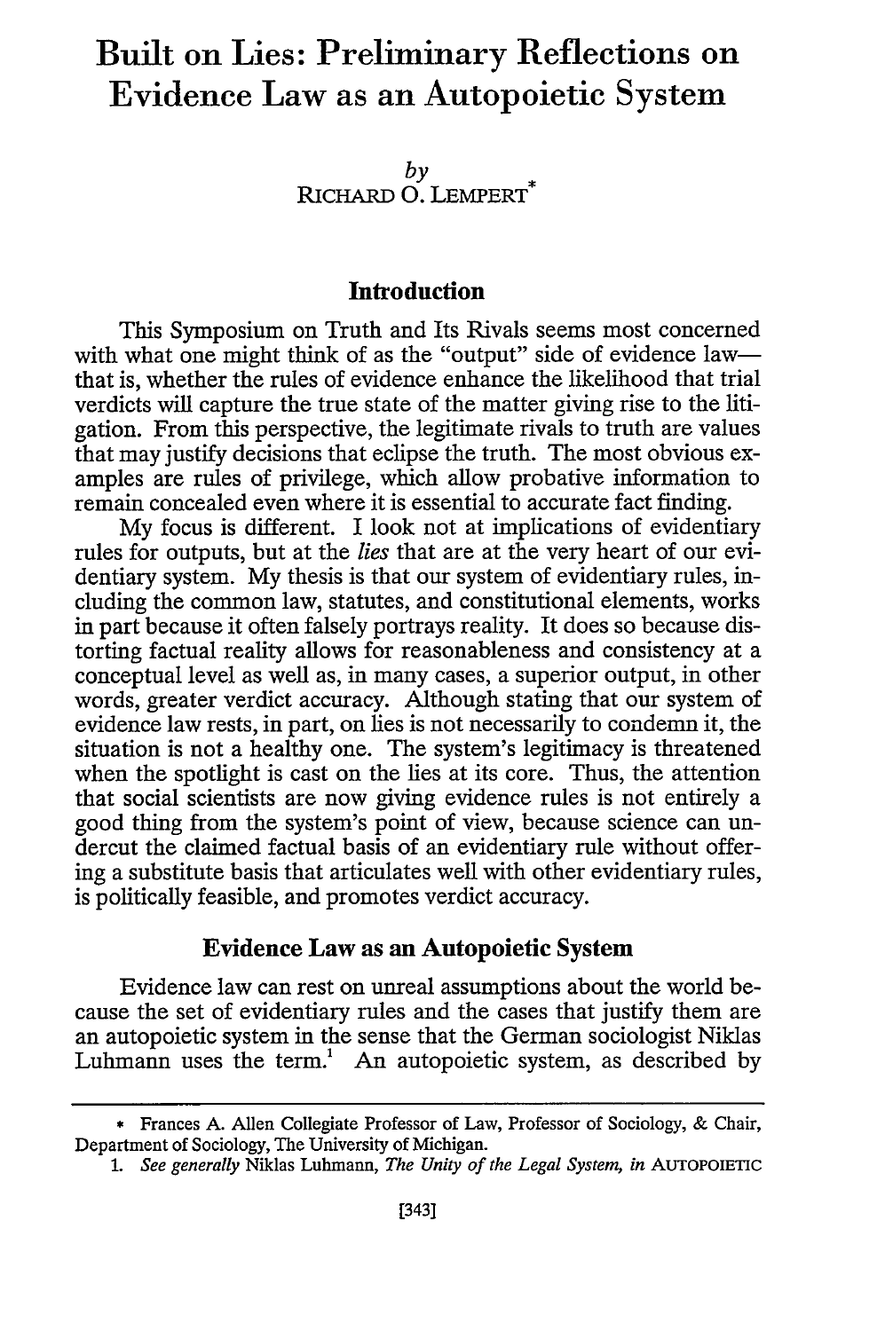# Built on Lies: Preliminary Reflections on Evidence Law as an Autopoietic System

*by*
RICHARD O. LEMPERT*

## Introduction

This Symposium on Truth and Its Rivals seems most concerned with what one might think of as the "output" side of evidence law—that is, whether the rules of evidence enhance the likelihood that trial verdicts will capture the true state of the matter giving rise to the litigation. From this perspective, the legitimate rivals to truth are values that may justify decisions that eclipse the truth. The most obvious examples are rules of privilege, which allow probative information to remain concealed even where it is essential to accurate fact finding.

My focus is different. I look not at implications of evidentiary rules for outputs, but at the *lies* that are at the very heart of our evidentiary system. My thesis is that our system of evidentiary rules, including the common law, statutes, and constitutional elements, works in part because it often falsely portrays reality. It does so because distorting factual reality allows for reasonableness and consistency at a conceptual level as well as, in many cases, a superior output, in other words, greater verdict accuracy. Although stating that our system of evidence law rests, in part, on lies is not necessarily to condemn it, the situation is not a healthy one. The system's legitimacy is threatened when the spotlight is cast on the lies at its core. Thus, the attention that social scientists are now giving evidence rules is not entirely a good thing from the system's point of view, because science can undercut the claimed factual basis of an evidentiary rule without offering a substitute basis that articulates well with other evidentiary rules, is politically feasible, and promotes verdict accuracy.

## Evidence Law as an Autopoietic System

Evidence law can rest on unreal assumptions about the world because the set of evidentiary rules and the cases that justify them are an autopoietic system in the sense that the German sociologist Niklas Luhmann uses the term.[1] An autopoietic system, as described by

---

\* Frances A. Allen Collegiate Professor of Law, Professor of Sociology, & Chair, Department of Sociology, The University of Michigan.

1. *See generally* Niklas Luhmann, *The Unity of the Legal System*, *in* AUTOPOIETIC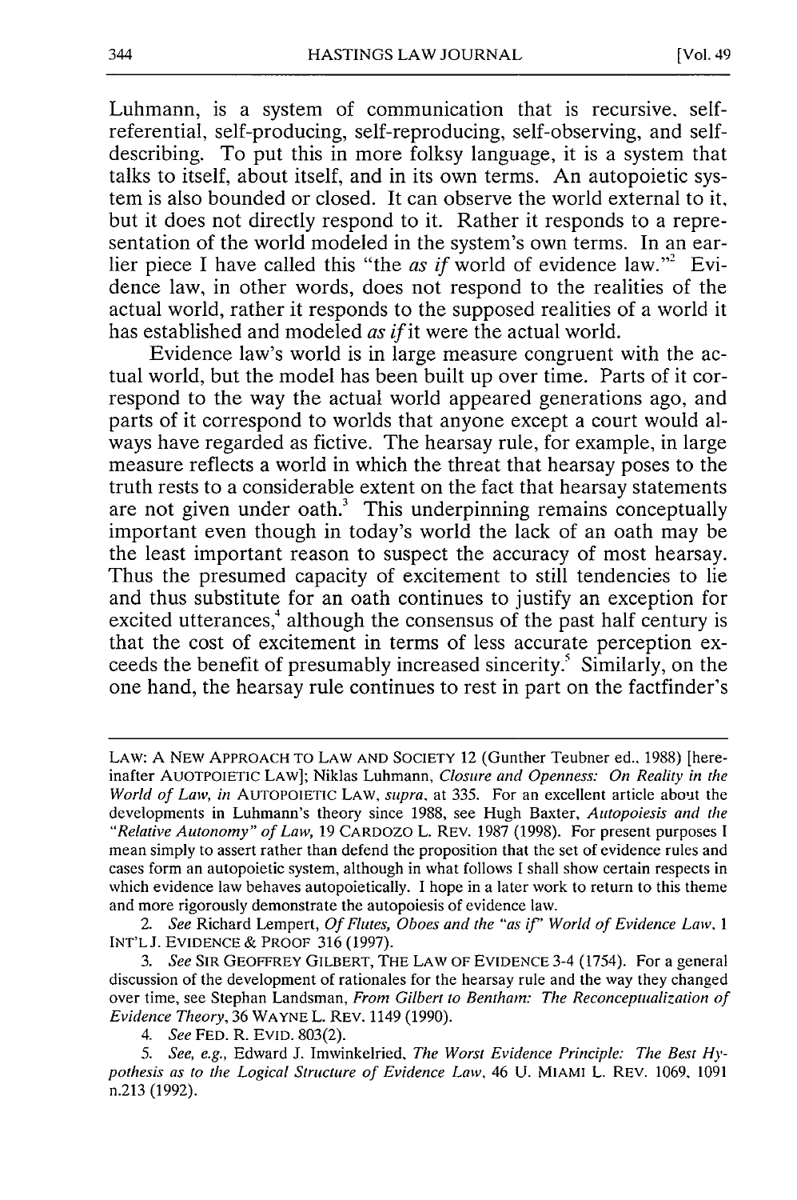Luhmann, is a system of communication that is recursive, self-referential, self-producing, self-reproducing, self-observing, and self-describing. To put this in more folksy language, it is a system that talks to itself, about itself, and in its own terms. An autopoietic system is also bounded or closed. It can observe the world external to it, but it does not directly respond to it. Rather it responds to a representation of the world modeled in the system's own terms. In an earlier piece I have called this "the *as if* world of evidence law."[2] Evidence law, in other words, does not respond to the realities of the actual world, rather it responds to the supposed realities of a world it has established and modeled *as if* it were the actual world.

Evidence law's world is in large measure congruent with the actual world, but the model has been built up over time. Parts of it correspond to the way the actual world appeared generations ago, and parts of it correspond to worlds that anyone except a court would always have regarded as fictive. The hearsay rule, for example, in large measure reflects a world in which the threat that hearsay poses to the truth rests to a considerable extent on the fact that hearsay statements are not given under oath.[3] This underpinning remains conceptually important even though in today's world the lack of an oath may be the least important reason to suspect the accuracy of most hearsay. Thus the presumed capacity of excitement to still tendencies to lie and thus substitute for an oath continues to justify an exception for excited utterances,[4] although the consensus of the past half century is that the cost of excitement in terms of less accurate perception exceeds the benefit of presumably increased sincerity.[5] Similarly, on the one hand, the hearsay rule continues to rest in part on the factfinder's

---

LAW: A NEW APPROACH TO LAW AND SOCIETY 12 (Gunther Teubner ed., 1988) [hereinafter AUOTPOIETIC LAW]; Niklas Luhmann, *Closure and Openness: On Reality in the World of Law*, *in* AUTOPOIETIC LAW, *supra*, at 335. For an excellent article about the developments in Luhmann's theory since 1988, see Hugh Baxter, *Autopoiesis and the "Relative Autonomy" of Law*, 19 CARDOZO L. REV. 1987 (1998). For present purposes I mean simply to assert rather than defend the proposition that the set of evidence rules and cases form an autopoietic system, although in what follows I shall show certain respects in which evidence law behaves autopoietically. I hope in a later work to return to this theme and more rigorously demonstrate the autopoiesis of evidence law.

2. *See* Richard Lempert, *Of Flutes, Oboes and the "as if" World of Evidence Law*, 1 INT'L J. EVIDENCE & PROOF 316 (1997).

3. *See* SIR GEOFFREY GILBERT, THE LAW OF EVIDENCE 3-4 (1754). For a general discussion of the development of rationales for the hearsay rule and the way they changed over time, see Stephan Landsman, *From Gilbert to Bentham: The Reconceptualization of Evidence Theory*, 36 WAYNE L. REV. 1149 (1990).

4. *See* FED. R. EVID. 803(2).

5. *See, e.g.*, Edward J. Imwinkelried, *The Worst Evidence Principle: The Best Hypothesis as to the Logical Structure of Evidence Law*, 46 U. MIAMI L. REV. 1069, 1091 n.213 (1992).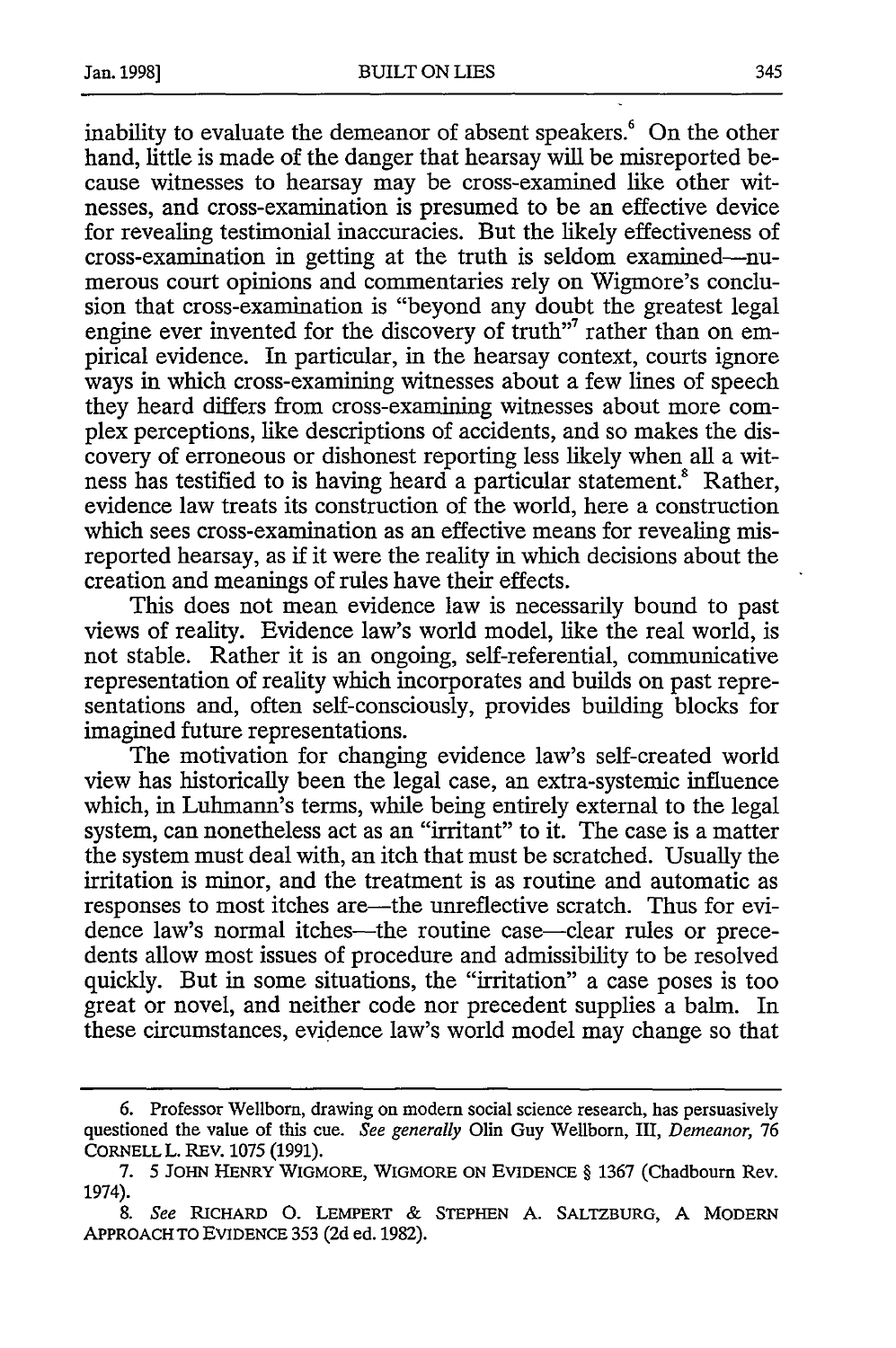inability to evaluate the demeanor of absent speakers.[6] On the other hand, little is made of the danger that hearsay will be misreported because witnesses to hearsay may be cross-examined like other witnesses, and cross-examination is presumed to be an effective device for revealing testimonial inaccuracies. But the likely effectiveness of cross-examination in getting at the truth is seldom examined—numerous court opinions and commentaries rely on Wigmore's conclusion that cross-examination is "beyond any doubt the greatest legal engine ever invented for the discovery of truth"[7] rather than on empirical evidence. In particular, in the hearsay context, courts ignore ways in which cross-examining witnesses about a few lines of speech they heard differs from cross-examining witnesses about more complex perceptions, like descriptions of accidents, and so makes the discovery of erroneous or dishonest reporting less likely when all a witness has testified to is having heard a particular statement.[8] Rather, evidence law treats its construction of the world, here a construction which sees cross-examination as an effective means for revealing misreported hearsay, as if it were the reality in which decisions about the creation and meanings of rules have their effects.

This does not mean evidence law is necessarily bound to past views of reality. Evidence law's world model, like the real world, is not stable. Rather it is an ongoing, self-referential, communicative representation of reality which incorporates and builds on past representations and, often self-consciously, provides building blocks for imagined future representations.

The motivation for changing evidence law's self-created world view has historically been the legal case, an extra-systemic influence which, in Luhmann's terms, while being entirely external to the legal system, can nonetheless act as an "irritant" to it. The case is a matter the system must deal with, an itch that must be scratched. Usually the irritation is minor, and the treatment is as routine and automatic as responses to most itches are—the unreflective scratch. Thus for evidence law's normal itches—the routine case—clear rules or precedents allow most issues of procedure and admissibility to be resolved quickly. But in some situations, the "irritation" a case poses is too great or novel, and neither code nor precedent supplies a balm. In these circumstances, evidence law's world model may change so that

---

6. Professor Wellborn, drawing on modern social science research, has persuasively questioned the value of this cue. *See generally* Olin Guy Wellborn, III, *Demeanor*, 76 CORNELL L. REV. 1075 (1991).

7. 5 JOHN HENRY WIGMORE, WIGMORE ON EVIDENCE § 1367 (Chadbourn Rev. 1974).

8. *See* RICHARD O. LEMPERT & STEPHEN A. SALTZBURG, A MODERN APPROACH TO EVIDENCE 353 (2d ed. 1982).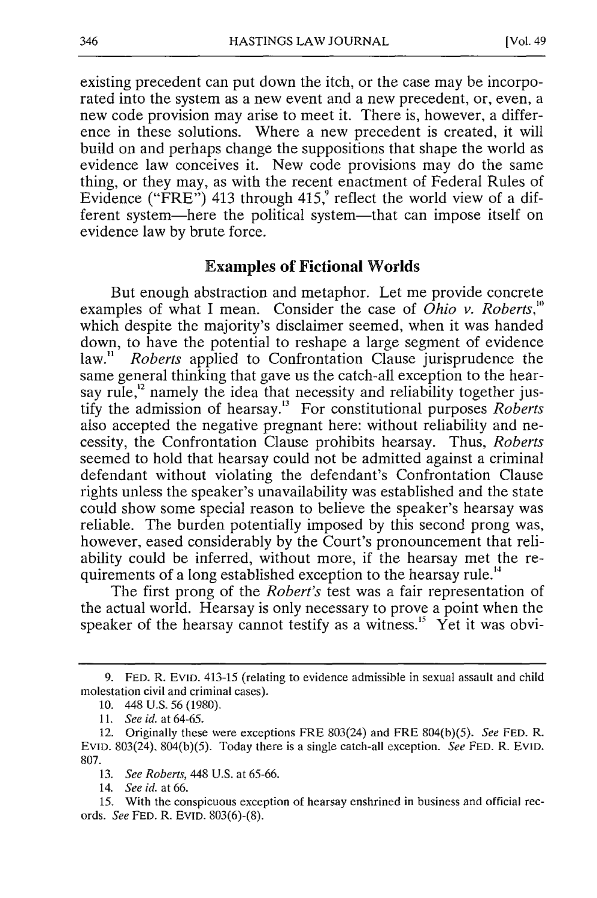existing precedent can put down the itch, or the case may be incorporated into the system as a new event and a new precedent, or, even, a new code provision may arise to meet it. There is, however, a difference in these solutions. Where a new precedent is created, it will build on and perhaps change the suppositions that shape the world as evidence law conceives it. New code provisions may do the same thing, or they may, as with the recent enactment of Federal Rules of Evidence ("FRE") 413 through 415,[9] reflect the world view of a different system—here the political system—that can impose itself on evidence law by brute force.

## Examples of Fictional Worlds

But enough abstraction and metaphor. Let me provide concrete examples of what I mean. Consider the case of *Ohio v. Roberts*,[10] which despite the majority's disclaimer seemed, when it was handed down, to have the potential to reshape a large segment of evidence law.[11] *Roberts* applied to Confrontation Clause jurisprudence the same general thinking that gave us the catch-all exception to the hearsay rule,[12] namely the idea that necessity and reliability together justify the admission of hearsay.[13] For constitutional purposes *Roberts* also accepted the negative pregnant here: without reliability and necessity, the Confrontation Clause prohibits hearsay. Thus, *Roberts* seemed to hold that hearsay could not be admitted against a criminal defendant without violating the defendant's Confrontation Clause rights unless the speaker's unavailability was established and the state could show some special reason to believe the speaker's hearsay was reliable. The burden potentially imposed by this second prong was, however, eased considerably by the Court's pronouncement that reliability could be inferred, without more, if the hearsay met the requirements of a long established exception to the hearsay rule.[14]

The first prong of the *Robert's* test was a fair representation of the actual world. Hearsay is only necessary to prove a point when the speaker of the hearsay cannot testify as a witness.[15] Yet it was obvi-

---

9. FED. R. EVID. 413-15 (relating to evidence admissible in sexual assault and child molestation civil and criminal cases).

10. 448 U.S. 56 (1980).

11. *See id.* at 64-65.

12. Originally these were exceptions FRE 803(24) and FRE 804(b)(5). *See* FED. R. EVID. 803(24), 804(b)(5). Today there is a single catch-all exception. *See* FED. R. EVID. 807.

13. *See Roberts*, 448 U.S. at 65-66.

14. *See id.* at 66.

15. With the conspicuous exception of hearsay enshrined in business and official records. *See* FED. R. EVID. 803(6)-(8).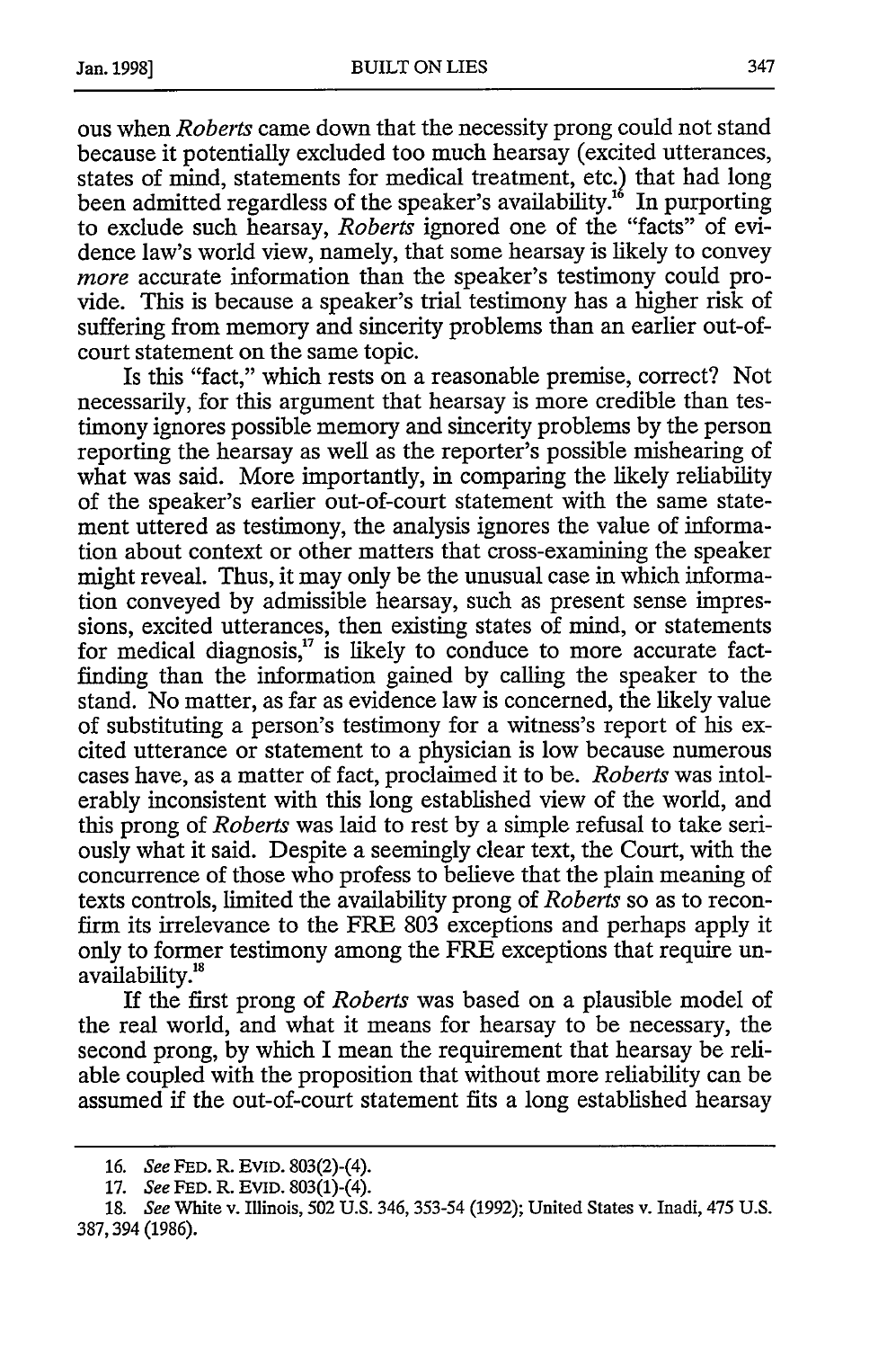ous when *Roberts* came down that the necessity prong could not stand because it potentially excluded too much hearsay (excited utterances, states of mind, statements for medical treatment, etc.) that had long been admitted regardless of the speaker's availability.[16] In purporting to exclude such hearsay, *Roberts* ignored one of the "facts" of evidence law's world view, namely, that some hearsay is likely to convey *more* accurate information than the speaker's testimony could provide. This is because a speaker's trial testimony has a higher risk of suffering from memory and sincerity problems than an earlier out-of-court statement on the same topic.

Is this "fact," which rests on a reasonable premise, correct? Not necessarily, for this argument that hearsay is more credible than testimony ignores possible memory and sincerity problems by the person reporting the hearsay as well as the reporter's possible mishearing of what was said. More importantly, in comparing the likely reliability of the speaker's earlier out-of-court statement with the same statement uttered as testimony, the analysis ignores the value of information about context or other matters that cross-examining the speaker might reveal. Thus, it may only be the unusual case in which information conveyed by admissible hearsay, such as present sense impressions, excited utterances, then existing states of mind, or statements for medical diagnosis,[17] is likely to conduce to more accurate fact-finding than the information gained by calling the speaker to the stand. No matter, as far as evidence law is concerned, the likely value of substituting a person's testimony for a witness's report of his excited utterance or statement to a physician is low because numerous cases have, as a matter of fact, proclaimed it to be. *Roberts* was intolerably inconsistent with this long established view of the world, and this prong of *Roberts* was laid to rest by a simple refusal to take seriously what it said. Despite a seemingly clear text, the Court, with the concurrence of those who profess to believe that the plain meaning of texts controls, limited the availability prong of *Roberts* so as to reconfirm its irrelevance to the FRE 803 exceptions and perhaps apply it only to former testimony among the FRE exceptions that require unavailability.[18]

If the first prong of *Roberts* was based on a plausible model of the real world, and what it means for hearsay to be necessary, the second prong, by which I mean the requirement that hearsay be reliable coupled with the proposition that without more reliability can be assumed if the out-of-court statement fits a long established hearsay

---

16. *See* FED. R. EVID. 803(2)-(4).

17. *See* FED. R. EVID. 803(1)-(4).

18. *See* White v. Illinois, 502 U.S. 346, 353-54 (1992); United States v. Inadi, 475 U.S. 387, 394 (1986).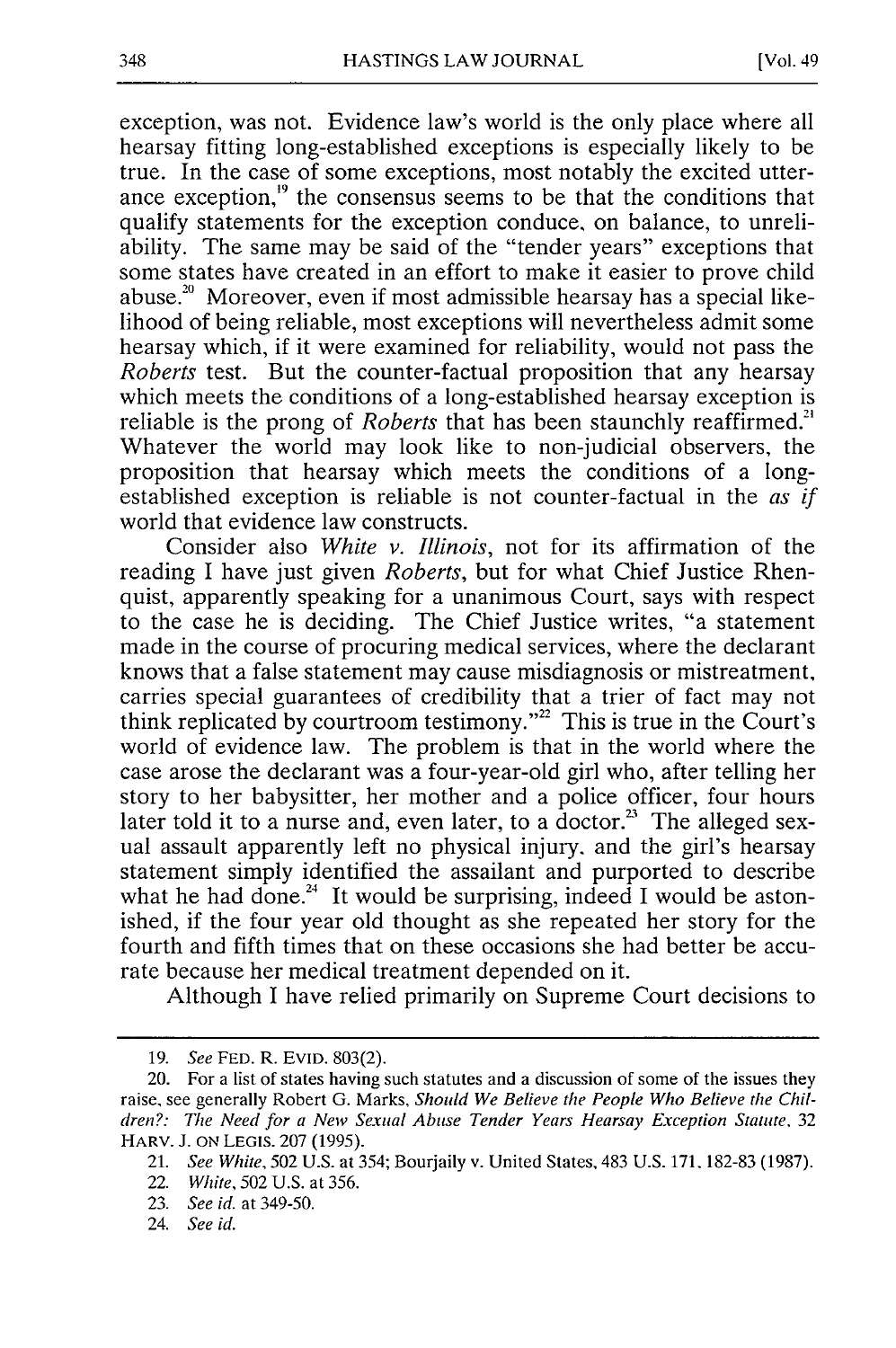exception, was not. Evidence law's world is the only place where all hearsay fitting long-established exceptions is especially likely to be true. In the case of some exceptions, most notably the excited utterance exception,[19] the consensus seems to be that the conditions that qualify statements for the exception conduce, on balance, to unreliability. The same may be said of the "tender years" exceptions that some states have created in an effort to make it easier to prove child abuse.[20] Moreover, even if most admissible hearsay has a special likelihood of being reliable, most exceptions will nevertheless admit some hearsay which, if it were examined for reliability, would not pass the *Roberts* test. But the counter-factual proposition that any hearsay which meets the conditions of a long-established hearsay exception is reliable is the prong of *Roberts* that has been staunchly reaffirmed.[21] Whatever the world may look like to non-judicial observers, the proposition that hearsay which meets the conditions of a long-established exception is reliable is not counter-factual in the *as if* world that evidence law constructs.

Consider also *White v. Illinois*, not for its affirmation of the reading I have just given *Roberts*, but for what Chief Justice Rhenquist, apparently speaking for a unanimous Court, says with respect to the case he is deciding. The Chief Justice writes, "a statement made in the course of procuring medical services, where the declarant knows that a false statement may cause misdiagnosis or mistreatment, carries special guarantees of credibility that a trier of fact may not think replicated by courtroom testimony."[22] This is true in the Court's world of evidence law. The problem is that in the world where the case arose the declarant was a four-year-old girl who, after telling her story to her babysitter, her mother and a police officer, four hours later told it to a nurse and, even later, to a doctor.[23] The alleged sexual assault apparently left no physical injury, and the girl's hearsay statement simply identified the assailant and purported to describe what he had done.[24] It would be surprising, indeed I would be astonished, if the four year old thought as she repeated her story for the fourth and fifth times that on these occasions she had better be accurate because her medical treatment depended on it.

Although I have relied primarily on Supreme Court decisions to

---

19. *See* FED. R. EVID. 803(2).

20. For a list of states having such statutes and a discussion of some of the issues they raise, see generally Robert G. Marks, *Should We Believe the People Who Believe the Children?: The Need for a New Sexual Abuse Tender Years Hearsay Exception Statute*, 32 HARV. J. ON LEGIS. 207 (1995).

21. *See White*, 502 U.S. at 354; Bourjaily v. United States, 483 U.S. 171, 182-83 (1987).

22. *White*, 502 U.S. at 356.

23. *See id.* at 349-50.

24. *See id.*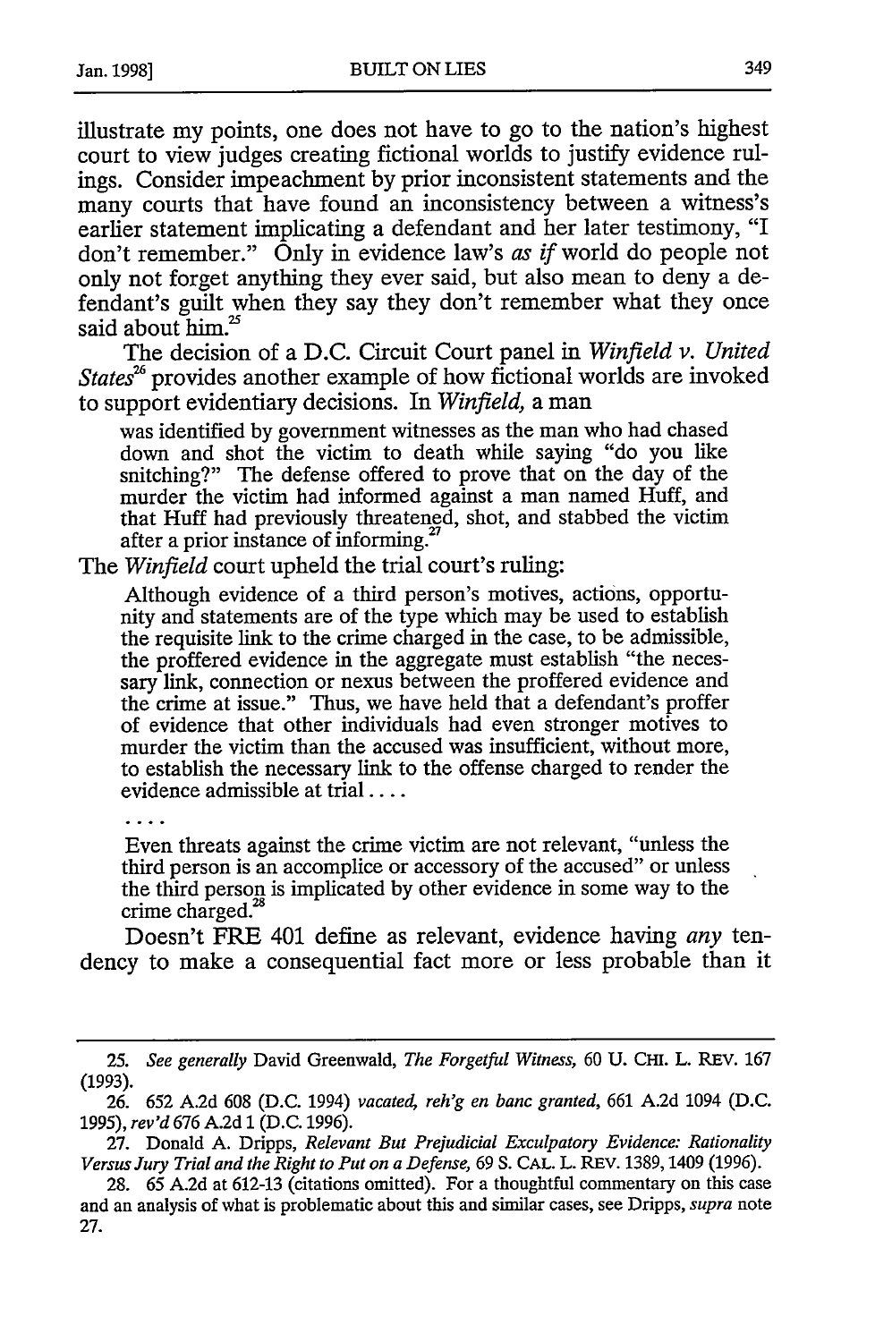illustrate my points, one does not have to go to the nation's highest court to view judges creating fictional worlds to justify evidence rulings. Consider impeachment by prior inconsistent statements and the many courts that have found an inconsistency between a witness's earlier statement implicating a defendant and her later testimony, "I don't remember." Only in evidence law's *as if* world do people not only not forget anything they ever said, but also mean to deny a defendant's guilt when they say they don't remember what they once said about him.[25]

The decision of a D.C. Circuit Court panel in *Winfield v. United States*[26] provides another example of how fictional worlds are invoked to support evidentiary decisions. In *Winfield,* a man

> was identified by government witnesses as the man who had chased down and shot the victim to death while saying "do you like snitching?" The defense offered to prove that on the day of the murder the victim had informed against a man named Huff, and that Huff had previously threatened, shot, and stabbed the victim after a prior instance of informing.[27]

The *Winfield* court upheld the trial court's ruling:

> Although evidence of a third person's motives, actions, opportunity and statements are of the type which may be used to establish the requisite link to the crime charged in the case, to be admissible, the proffered evidence in the aggregate must establish "the necessary link, connection or nexus between the proffered evidence and the crime at issue." Thus, we have held that a defendant's proffer of evidence that other individuals had even stronger motives to murder the victim than the accused was insufficient, without more, to establish the necessary link to the offense charged to render the evidence admissible at trial....
>
> ....
>
> Even threats against the crime victim are not relevant, "unless the third person is an accomplice or accessory of the accused" or unless the third person is implicated by other evidence in some way to the crime charged.[28]

Doesn't FRE 401 define as relevant, evidence having *any* tendency to make a consequential fact more or less probable than it

---

25. *See generally* David Greenwald, *The Forgetful Witness,* 60 U. CHI. L. REV. 167 (1993).

26. 652 A.2d 608 (D.C. 1994) *vacated, reh'g en banc granted,* 661 A.2d 1094 (D.C. 1995), *rev'd* 676 A.2d 1 (D.C. 1996).

27. Donald A. Dripps, *Relevant But Prejudicial Exculpatory Evidence: Rationality Versus Jury Trial and the Right to Put on a Defense,* 69 S. CAL. L. REV. 1389, 1409 (1996).

28. 65 A.2d at 612-13 (citations omitted). For a thoughtful commentary on this case and an analysis of what is problematic about this and similar cases, see Dripps, *supra* note 27.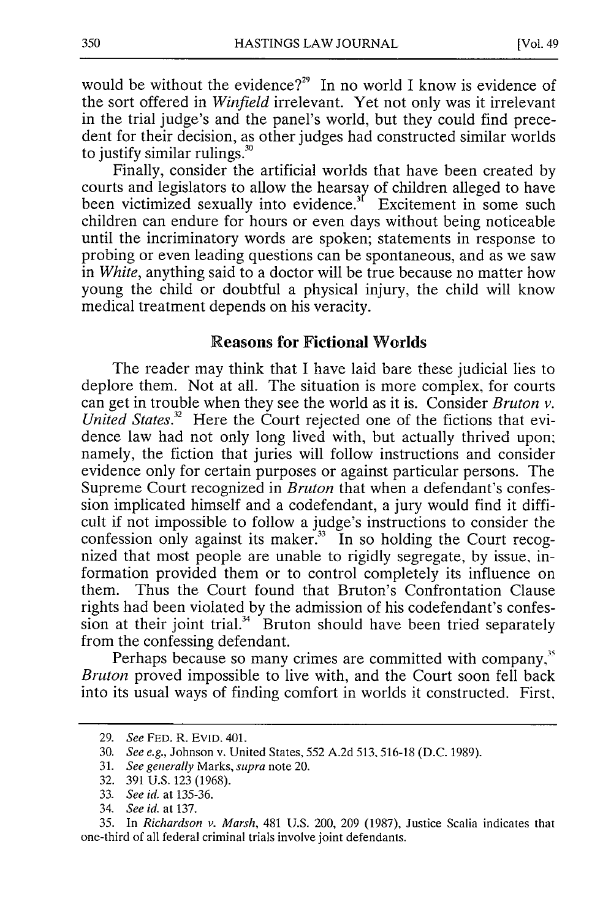would be without the evidence?[29] In no world I know is evidence of the sort offered in *Winfield* irrelevant. Yet not only was it irrelevant in the trial judge's and the panel's world, but they could find precedent for their decision, as other judges had constructed similar worlds to justify similar rulings.[30]

Finally, consider the artificial worlds that have been created by courts and legislators to allow the hearsay of children alleged to have been victimized sexually into evidence.[31] Excitement in some such children can endure for hours or even days without being noticeable until the incriminatory words are spoken; statements in response to probing or even leading questions can be spontaneous, and as we saw in *White*, anything said to a doctor will be true because no matter how young the child or doubtful a physical injury, the child will know medical treatment depends on his veracity.

## Reasons for Fictional Worlds

The reader may think that I have laid bare these judicial lies to deplore them. Not at all. The situation is more complex, for courts can get in trouble when they see the world as it is. Consider *Bruton v. United States*.[32] Here the Court rejected one of the fictions that evidence law had not only long lived with, but actually thrived upon: namely, the fiction that juries will follow instructions and consider evidence only for certain purposes or against particular persons. The Supreme Court recognized in *Bruton* that when a defendant's confession implicated himself and a codefendant, a jury would find it difficult if not impossible to follow a judge's instructions to consider the confession only against its maker.[33] In so holding the Court recognized that most people are unable to rigidly segregate, by issue, information provided them or to control completely its influence on them. Thus the Court found that Bruton's Confrontation Clause rights had been violated by the admission of his codefendant's confession at their joint trial.[34] Bruton should have been tried separately from the confessing defendant.

Perhaps because so many crimes are committed with company,[35] *Bruton* proved impossible to live with, and the Court soon fell back into its usual ways of finding comfort in worlds it constructed. First,

---

29. *See* FED. R. EVID. 401.

30. *See e.g.*, Johnson v. United States, 552 A.2d 513, 516-18 (D.C. 1989).

31. *See generally* Marks, *supra* note 20.

32. 391 U.S. 123 (1968).

33. *See id.* at 135-36.

34. *See id.* at 137.

35. In *Richardson v. Marsh*, 481 U.S. 200, 209 (1987), Justice Scalia indicates that one-third of all federal criminal trials involve joint defendants.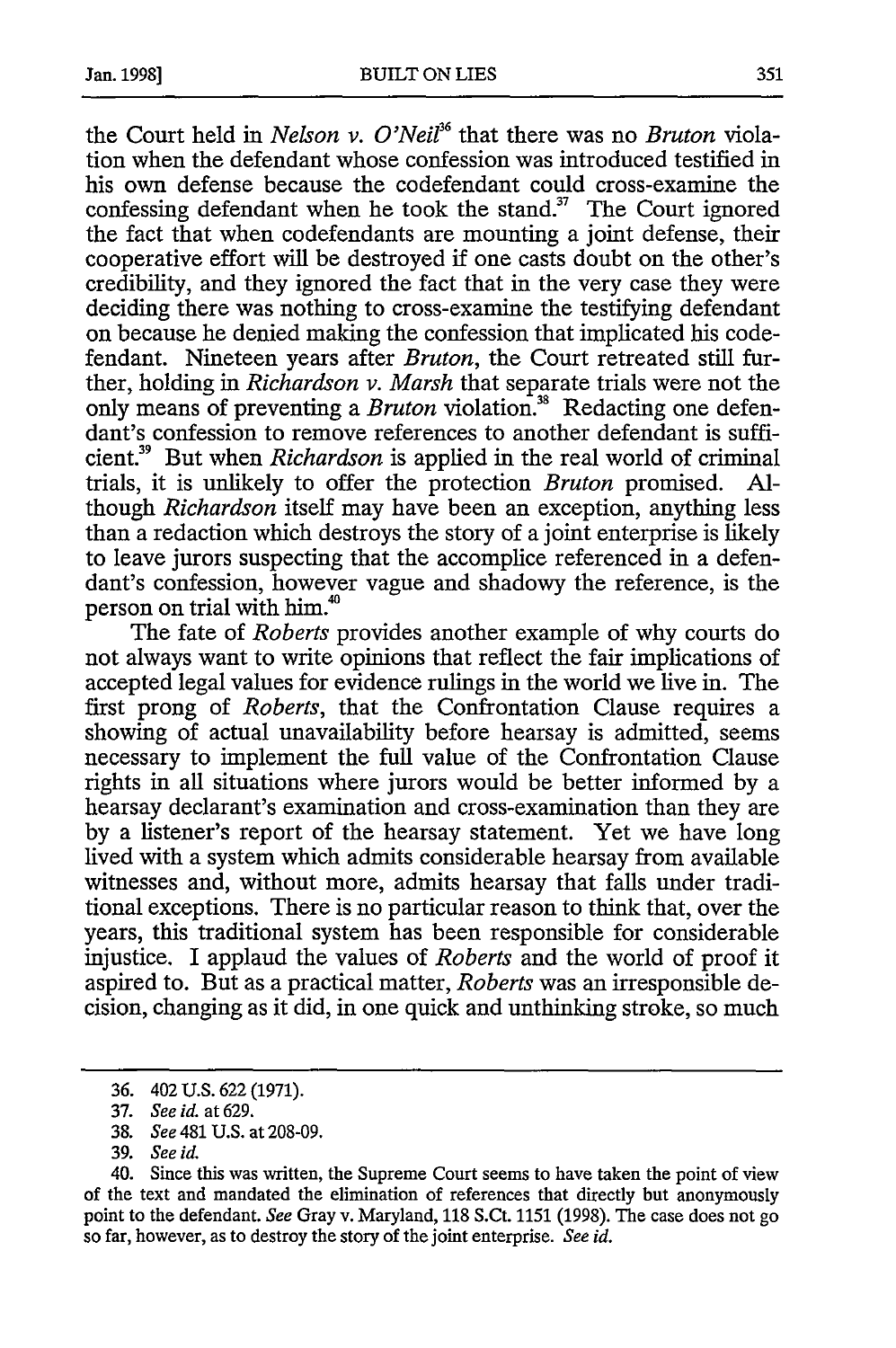the Court held in *Nelson v. O'Neil*[36] that there was no *Bruton* violation when the defendant whose confession was introduced testified in his own defense because the codefendant could cross-examine the confessing defendant when he took the stand.[37] The Court ignored the fact that when codefendants are mounting a joint defense, their cooperative effort will be destroyed if one casts doubt on the other's credibility, and they ignored the fact that in the very case they were deciding there was nothing to cross-examine the testifying defendant on because he denied making the confession that implicated his codefendant. Nineteen years after *Bruton*, the Court retreated still further, holding in *Richardson v. Marsh* that separate trials were not the only means of preventing a *Bruton* violation.[38] Redacting one defendant's confession to remove references to another defendant is sufficient.[39] But when *Richardson* is applied in the real world of criminal trials, it is unlikely to offer the protection *Bruton* promised. Although *Richardson* itself may have been an exception, anything less than a redaction which destroys the story of a joint enterprise is likely to leave jurors suspecting that the accomplice referenced in a defendant's confession, however vague and shadowy the reference, is the person on trial with him.[40]

The fate of *Roberts* provides another example of why courts do not always want to write opinions that reflect the fair implications of accepted legal values for evidence rulings in the world we live in. The first prong of *Roberts*, that the Confrontation Clause requires a showing of actual unavailability before hearsay is admitted, seems necessary to implement the full value of the Confrontation Clause rights in all situations where jurors would be better informed by a hearsay declarant's examination and cross-examination than they are by a listener's report of the hearsay statement. Yet we have long lived with a system which admits considerable hearsay from available witnesses and, without more, admits hearsay that falls under traditional exceptions. There is no particular reason to think that, over the years, this traditional system has been responsible for considerable injustice. I applaud the values of *Roberts* and the world of proof it aspired to. But as a practical matter, *Roberts* was an irresponsible decision, changing as it did, in one quick and unthinking stroke, so much

---

36. 402 U.S. 622 (1971).

37. *See id.* at 629.

38. *See* 481 U.S. at 208-09.

39. *See id.*

40. Since this was written, the Supreme Court seems to have taken the point of view of the text and mandated the elimination of references that directly but anonymously point to the defendant. *See* Gray v. Maryland, 118 S.Ct. 1151 (1998). The case does not go so far, however, as to destroy the story of the joint enterprise. *See id.*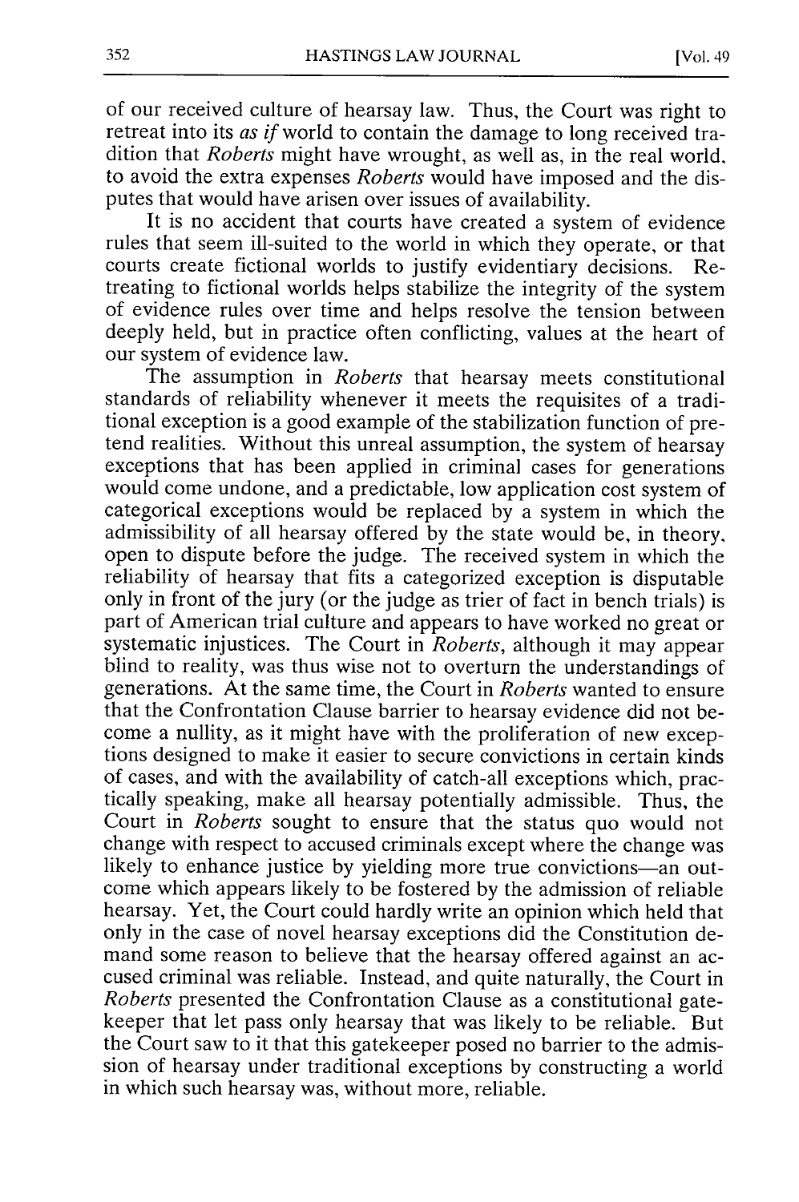of our received culture of hearsay law. Thus, the Court was right to retreat into its *as if* world to contain the damage to long received tradition that *Roberts* might have wrought, as well as, in the real world, to avoid the extra expenses *Roberts* would have imposed and the disputes that would have arisen over issues of availability.

It is no accident that courts have created a system of evidence rules that seem ill-suited to the world in which they operate, or that courts create fictional worlds to justify evidentiary decisions. Retreating to fictional worlds helps stabilize the integrity of the system of evidence rules over time and helps resolve the tension between deeply held, but in practice often conflicting, values at the heart of our system of evidence law.

The assumption in *Roberts* that hearsay meets constitutional standards of reliability whenever it meets the requisites of a traditional exception is a good example of the stabilization function of pretend realities. Without this unreal assumption, the system of hearsay exceptions that has been applied in criminal cases for generations would come undone, and a predictable, low application cost system of categorical exceptions would be replaced by a system in which the admissibility of all hearsay offered by the state would be, in theory, open to dispute before the judge. The received system in which the reliability of hearsay that fits a categorized exception is disputable only in front of the jury (or the judge as trier of fact in bench trials) is part of American trial culture and appears to have worked no great or systematic injustices. The Court in *Roberts*, although it may appear blind to reality, was thus wise not to overturn the understandings of generations. At the same time, the Court in *Roberts* wanted to ensure that the Confrontation Clause barrier to hearsay evidence did not become a nullity, as it might have with the proliferation of new exceptions designed to make it easier to secure convictions in certain kinds of cases, and with the availability of catch-all exceptions which, practically speaking, make all hearsay potentially admissible. Thus, the Court in *Roberts* sought to ensure that the status quo would not change with respect to accused criminals except where the change was likely to enhance justice by yielding more true convictions—an outcome which appears likely to be fostered by the admission of reliable hearsay. Yet, the Court could hardly write an opinion which held that only in the case of novel hearsay exceptions did the Constitution demand some reason to believe that the hearsay offered against an accused criminal was reliable. Instead, and quite naturally, the Court in *Roberts* presented the Confrontation Clause as a constitutional gatekeeper that let pass only hearsay that was likely to be reliable. But the Court saw to it that this gatekeeper posed no barrier to the admission of hearsay under traditional exceptions by constructing a world in which such hearsay was, without more, reliable.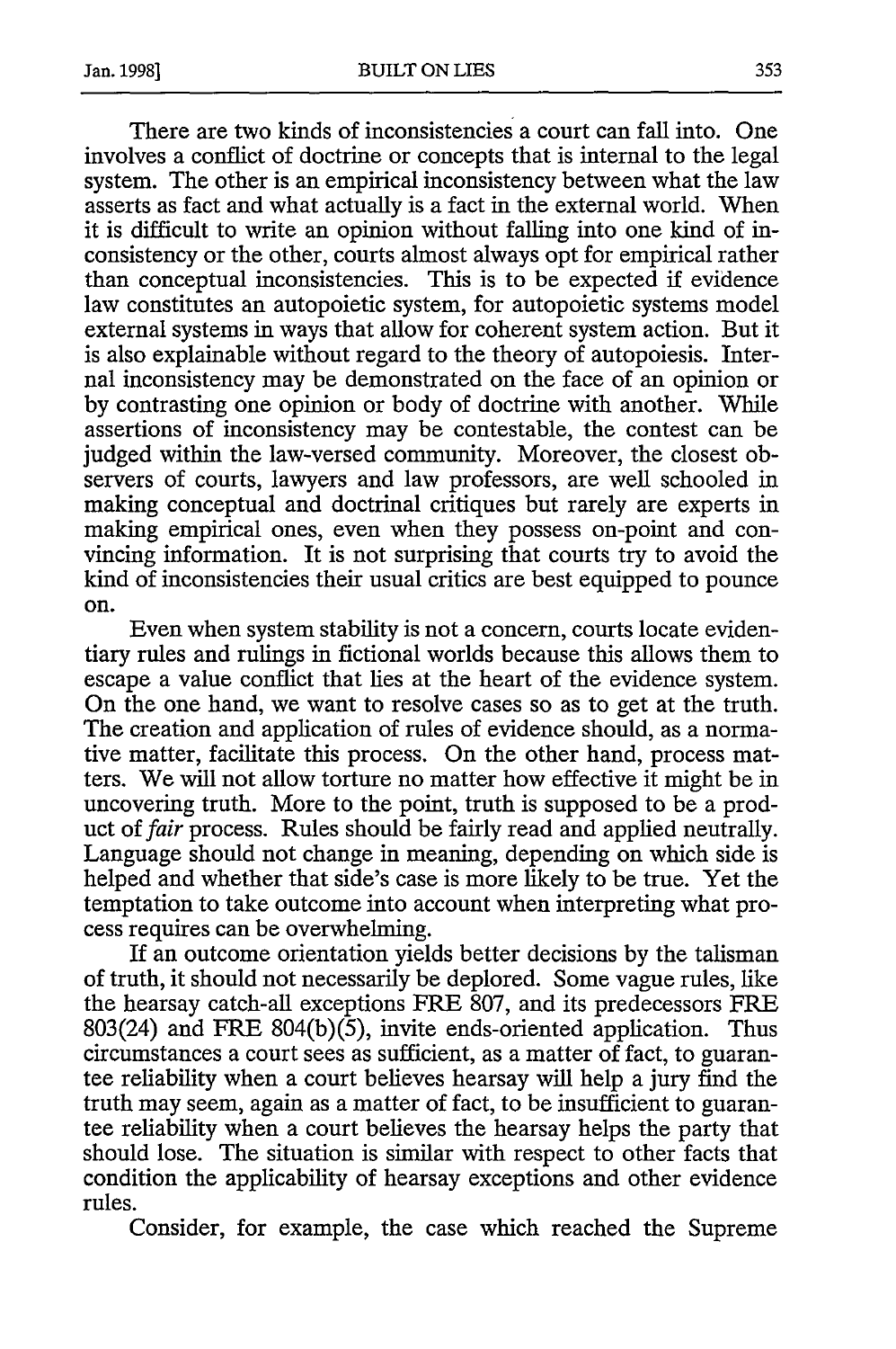There are two kinds of inconsistencies a court can fall into. One involves a conflict of doctrine or concepts that is internal to the legal system. The other is an empirical inconsistency between what the law asserts as fact and what actually is a fact in the external world. When it is difficult to write an opinion without falling into one kind of inconsistency or the other, courts almost always opt for empirical rather than conceptual inconsistencies. This is to be expected if evidence law constitutes an autopoietic system, for autopoietic systems model external systems in ways that allow for coherent system action. But it is also explainable without regard to the theory of autopoiesis. Internal inconsistency may be demonstrated on the face of an opinion or by contrasting one opinion or body of doctrine with another. While assertions of inconsistency may be contestable, the contest can be judged within the law-versed community. Moreover, the closest observers of courts, lawyers and law professors, are well schooled in making conceptual and doctrinal critiques but rarely are experts in making empirical ones, even when they possess on-point and convincing information. It is not surprising that courts try to avoid the kind of inconsistencies their usual critics are best equipped to pounce on.

Even when system stability is not a concern, courts locate evidentiary rules and rulings in fictional worlds because this allows them to escape a value conflict that lies at the heart of the evidence system. On the one hand, we want to resolve cases so as to get at the truth. The creation and application of rules of evidence should, as a normative matter, facilitate this process. On the other hand, process matters. We will not allow torture no matter how effective it might be in uncovering truth. More to the point, truth is supposed to be a product of *fair* process. Rules should be fairly read and applied neutrally. Language should not change in meaning, depending on which side is helped and whether that side's case is more likely to be true. Yet the temptation to take outcome into account when interpreting what process requires can be overwhelming.

If an outcome orientation yields better decisions by the talisman of truth, it should not necessarily be deplored. Some vague rules, like the hearsay catch-all exceptions FRE 807, and its predecessors FRE 803(24) and FRE 804(b)(5), invite ends-oriented application. Thus circumstances a court sees as sufficient, as a matter of fact, to guarantee reliability when a court believes hearsay will help a jury find the truth may seem, again as a matter of fact, to be insufficient to guarantee reliability when a court believes the hearsay helps the party that should lose. The situation is similar with respect to other facts that condition the applicability of hearsay exceptions and other evidence rules.

Consider, for example, the case which reached the Supreme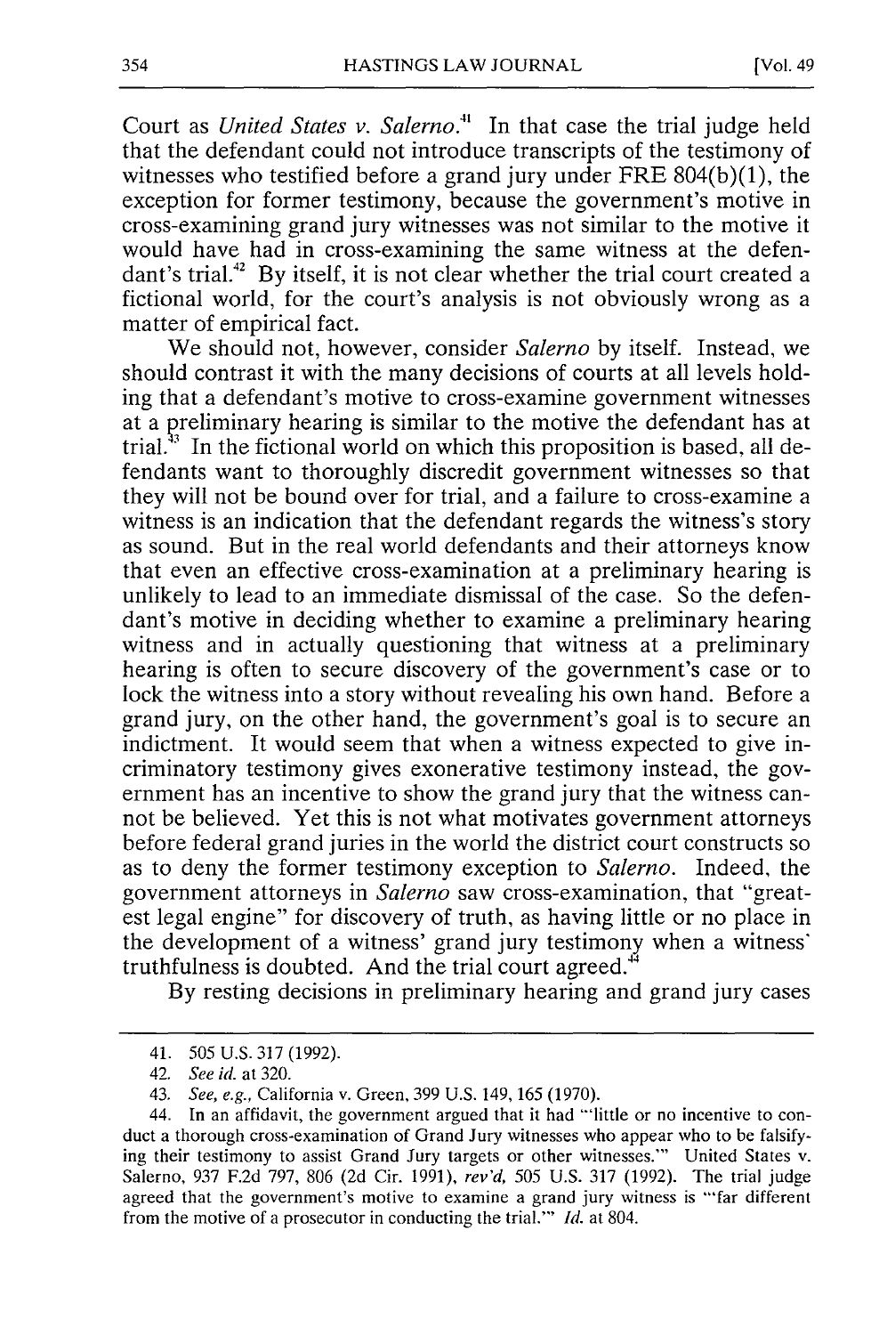Court as *United States v. Salerno*.[41] In that case the trial judge held that the defendant could not introduce transcripts of the testimony of witnesses who testified before a grand jury under FRE 804(b)(1), the exception for former testimony, because the government's motive in cross-examining grand jury witnesses was not similar to the motive it would have had in cross-examining the same witness at the defendant's trial.[42] By itself, it is not clear whether the trial court created a fictional world, for the court's analysis is not obviously wrong as a matter of empirical fact.

We should not, however, consider *Salerno* by itself. Instead, we should contrast it with the many decisions of courts at all levels holding that a defendant's motive to cross-examine government witnesses at a preliminary hearing is similar to the motive the defendant has at trial.[43] In the fictional world on which this proposition is based, all defendants want to thoroughly discredit government witnesses so that they will not be bound over for trial, and a failure to cross-examine a witness is an indication that the defendant regards the witness's story as sound. But in the real world defendants and their attorneys know that even an effective cross-examination at a preliminary hearing is unlikely to lead to an immediate dismissal of the case. So the defendant's motive in deciding whether to examine a preliminary hearing witness and in actually questioning that witness at a preliminary hearing is often to secure discovery of the government's case or to lock the witness into a story without revealing his own hand. Before a grand jury, on the other hand, the government's goal is to secure an indictment. It would seem that when a witness expected to give incriminatory testimony gives exonerative testimony instead, the government has an incentive to show the grand jury that the witness cannot be believed. Yet this is not what motivates government attorneys before federal grand juries in the world the district court constructs so as to deny the former testimony exception to *Salerno*. Indeed, the government attorneys in *Salerno* saw cross-examination, that "greatest legal engine" for discovery of truth, as having little or no place in the development of a witness' grand jury testimony when a witness' truthfulness is doubted. And the trial court agreed.[44]

By resting decisions in preliminary hearing and grand jury cases

---

41. 505 U.S. 317 (1992).

42. *See id.* at 320.

43. *See, e.g.,* California v. Green, 399 U.S. 149, 165 (1970).

44. In an affidavit, the government argued that it had "'little or no incentive to conduct a thorough cross-examination of Grand Jury witnesses who appear who to be falsifying their testimony to assist Grand Jury targets or other witnesses.'" United States v. Salerno, 937 F.2d 797, 806 (2d Cir. 1991), *rev'd,* 505 U.S. 317 (1992). The trial judge agreed that the government's motive to examine a grand jury witness is "'far different from the motive of a prosecutor in conducting the trial.'" *Id.* at 804.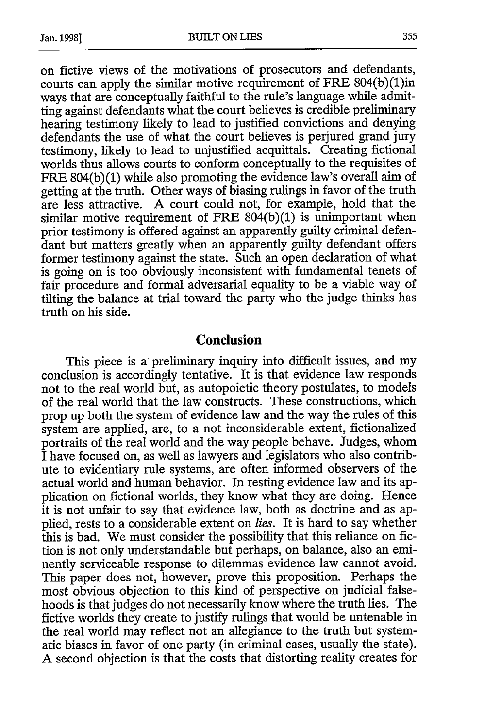on fictive views of the motivations of prosecutors and defendants, courts can apply the similar motive requirement of FRE 804(b)(1)in ways that are conceptually faithful to the rule's language while admitting against defendants what the court believes is credible preliminary hearing testimony likely to lead to justified convictions and denying defendants the use of what the court believes is perjured grand jury testimony, likely to lead to unjustified acquittals. Creating fictional worlds thus allows courts to conform conceptually to the requisites of FRE 804(b)(1) while also promoting the evidence law's overall aim of getting at the truth. Other ways of biasing rulings in favor of the truth are less attractive. A court could not, for example, hold that the similar motive requirement of FRE 804(b)(1) is unimportant when prior testimony is offered against an apparently guilty criminal defendant but matters greatly when an apparently guilty defendant offers former testimony against the state. Such an open declaration of what is going on is too obviously inconsistent with fundamental tenets of fair procedure and formal adversarial equality to be a viable way of tilting the balance at trial toward the party who the judge thinks has truth on his side.

## Conclusion

This piece is a preliminary inquiry into difficult issues, and my conclusion is accordingly tentative. It is that evidence law responds not to the real world but, as autopoietic theory postulates, to models of the real world that the law constructs. These constructions, which prop up both the system of evidence law and the way the rules of this system are applied, are, to a not inconsiderable extent, fictionalized portraits of the real world and the way people behave. Judges, whom I have focused on, as well as lawyers and legislators who also contribute to evidentiary rule systems, are often informed observers of the actual world and human behavior. In resting evidence law and its application on fictional worlds, they know what they are doing. Hence it is not unfair to say that evidence law, both as doctrine and as applied, rests to a considerable extent on *lies*. It is hard to say whether this is bad. We must consider the possibility that this reliance on fiction is not only understandable but perhaps, on balance, also an eminently serviceable response to dilemmas evidence law cannot avoid. This paper does not, however, prove this proposition. Perhaps the most obvious objection to this kind of perspective on judicial falsehoods is that judges do not necessarily know where the truth lies. The fictive worlds they create to justify rulings that would be untenable in the real world may reflect not an allegiance to the truth but systematic biases in favor of one party (in criminal cases, usually the state). A second objection is that the costs that distorting reality creates for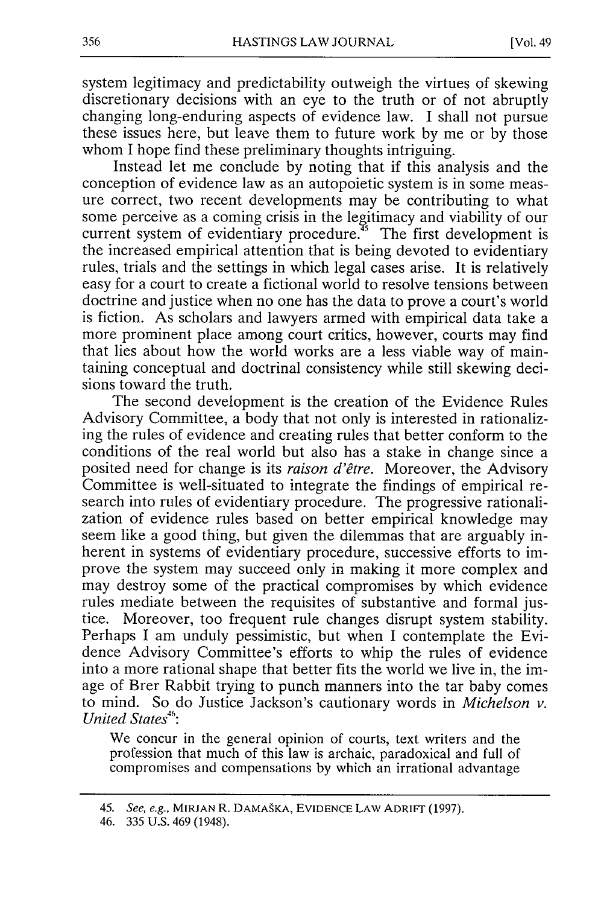system legitimacy and predictability outweigh the virtues of skewing discretionary decisions with an eye to the truth or of not abruptly changing long-enduring aspects of evidence law. I shall not pursue these issues here, but leave them to future work by me or by those whom I hope find these preliminary thoughts intriguing.

Instead let me conclude by noting that if this analysis and the conception of evidence law as an autopoietic system is in some measure correct, two recent developments may be contributing to what some perceive as a coming crisis in the legitimacy and viability of our current system of evidentiary procedure.[45] The first development is the increased empirical attention that is being devoted to evidentiary rules, trials and the settings in which legal cases arise. It is relatively easy for a court to create a fictional world to resolve tensions between doctrine and justice when no one has the data to prove a court's world is fiction. As scholars and lawyers armed with empirical data take a more prominent place among court critics, however, courts may find that lies about how the world works are a less viable way of maintaining conceptual and doctrinal consistency while still skewing decisions toward the truth.

The second development is the creation of the Evidence Rules Advisory Committee, a body that not only is interested in rationalizing the rules of evidence and creating rules that better conform to the conditions of the real world but also has a stake in change since a posited need for change is its *raison d'être*. Moreover, the Advisory Committee is well-situated to integrate the findings of empirical research into rules of evidentiary procedure. The progressive rationalization of evidence rules based on better empirical knowledge may seem like a good thing, but given the dilemmas that are arguably inherent in systems of evidentiary procedure, successive efforts to improve the system may succeed only in making it more complex and may destroy some of the practical compromises by which evidence rules mediate between the requisites of substantive and formal justice. Moreover, too frequent rule changes disrupt system stability. Perhaps I am unduly pessimistic, but when I contemplate the Evidence Advisory Committee's efforts to whip the rules of evidence into a more rational shape that better fits the world we live in, the image of Brer Rabbit trying to punch manners into the tar baby comes to mind. So do Justice Jackson's cautionary words in *Michelson v. United States*[46]:

> We concur in the general opinion of courts, text writers and the profession that much of this law is archaic, paradoxical and full of compromises and compensations by which an irrational advantage

45. *See, e.g.*, MIRJAN R. DAMAŠKA, EVIDENCE LAW ADRIFT (1997).

46. 335 U.S. 469 (1948).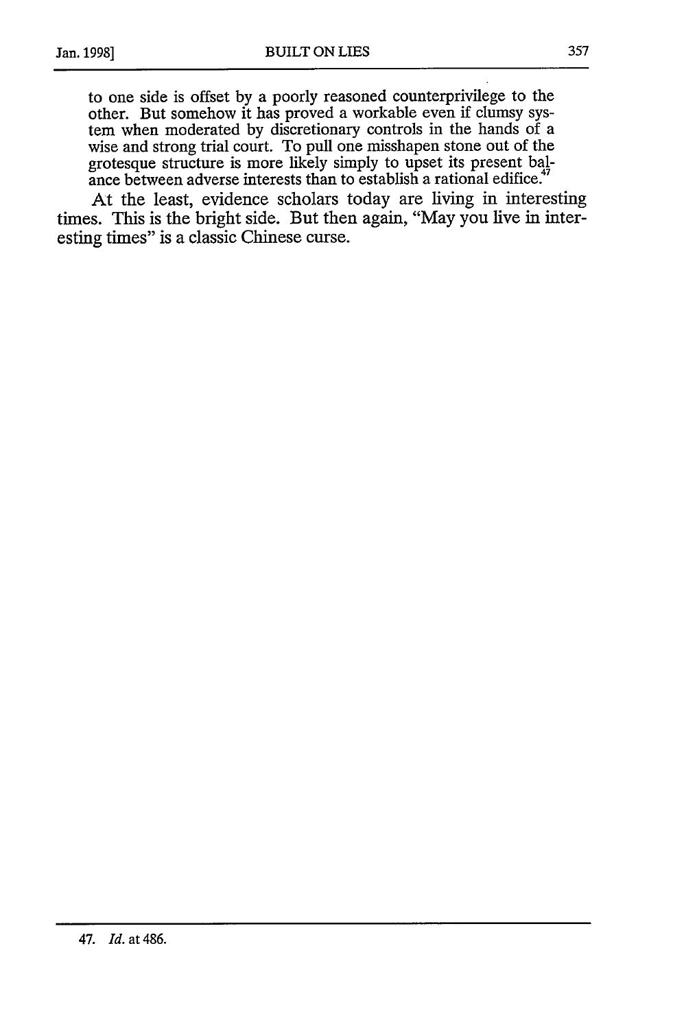> to one side is offset by a poorly reasoned counterprivilege to the other. But somehow it has proved a workable even if clumsy system when moderated by discretionary controls in the hands of a wise and strong trial court. To pull one misshapen stone out of the grotesque structure is more likely simply to upset its present balance between adverse interests than to establish a rational edifice.[47]

At the least, evidence scholars today are living in interesting times. This is the bright side. But then again, "May you live in interesting times" is a classic Chinese curse.

---

47. *Id.* at 486.